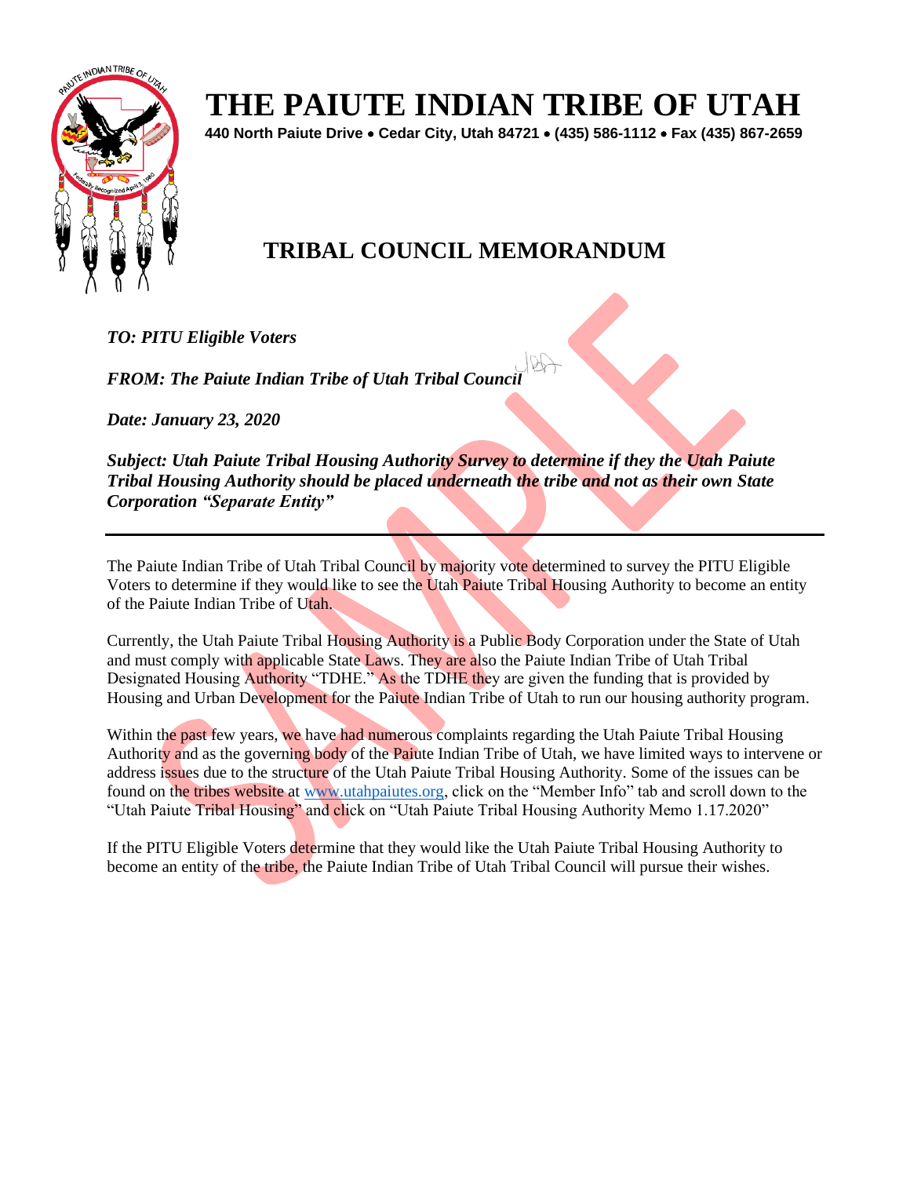# THE PAIUTE INDIAN TRIBE OF UTAH

**440 North Paiute Drive • Cedar City, Utah 84721 • (435) 586-1112 • Fax (435) 867-2659**

## TRIBAL COUNCIL MEMORANDUM

***TO: PITU Eligible Voters***

***FROM: The Paiute Indian Tribe of Utah Tribal Council***

***Date: January 23, 2020***

***Subject: Utah Paiute Tribal Housing Authority Survey to determine if they the Utah Paiute Tribal Housing Authority should be placed underneath the tribe and not as their own State Corporation "Separate Entity"***

---

The Paiute Indian Tribe of Utah Tribal Council by majority vote determined to survey the PITU Eligible Voters to determine if they would like to see the Utah Paiute Tribal Housing Authority to become an entity of the Paiute Indian Tribe of Utah.

Currently, the Utah Paiute Tribal Housing Authority is a Public Body Corporation under the State of Utah and must comply with applicable State Laws. They are also the Paiute Indian Tribe of Utah Tribal Designated Housing Authority "TDHE." As the TDHE they are given the funding that is provided by Housing and Urban Development for the Paiute Indian Tribe of Utah to run our housing authority program.

Within the past few years, we have had numerous complaints regarding the Utah Paiute Tribal Housing Authority and as the governing body of the Paiute Indian Tribe of Utah, we have limited ways to intervene or address issues due to the structure of the Utah Paiute Tribal Housing Authority. Some of the issues can be found on the tribes website at www.utahpaiutes.org, click on the "Member Info" tab and scroll down to the "Utah Paiute Tribal Housing" and click on "Utah Paiute Tribal Housing Authority Memo 1.17.2020"

If the PITU Eligible Voters determine that they would like the Utah Paiute Tribal Housing Authority to become an entity of the tribe, the Paiute Indian Tribe of Utah Tribal Council will pursue their wishes.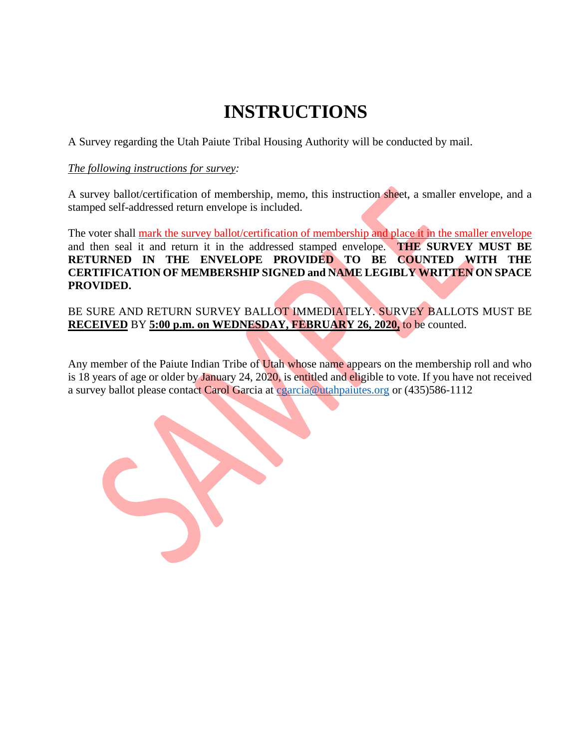# INSTRUCTIONS

A Survey regarding the Utah Paiute Tribal Housing Authority will be conducted by mail.

*The following instructions for survey:*

A survey ballot/certification of membership, memo, this instruction sheet, a smaller envelope, and a stamped self-addressed return envelope is included.

The voter shall mark the survey ballot/certification of membership and place it in the smaller envelope and then seal it and return it in the addressed stamped envelope. **THE SURVEY MUST BE RETURNED IN THE ENVELOPE PROVIDED TO BE COUNTED WITH THE CERTIFICATION OF MEMBERSHIP SIGNED and NAME LEGIBLY WRITTEN ON SPACE PROVIDED.**

BE SURE AND RETURN SURVEY BALLOT IMMEDIATELY. SURVEY BALLOTS MUST BE **RECEIVED** BY **5:00 p.m. on WEDNESDAY, FEBRUARY 26, 2020,** to be counted.

Any member of the Paiute Indian Tribe of Utah whose name appears on the membership roll and who is 18 years of age or older by January 24, 2020, is entitled and eligible to vote. If you have not received a survey ballot please contact Carol Garcia at cgarcia@utahpaiutes.org or (435)586-1112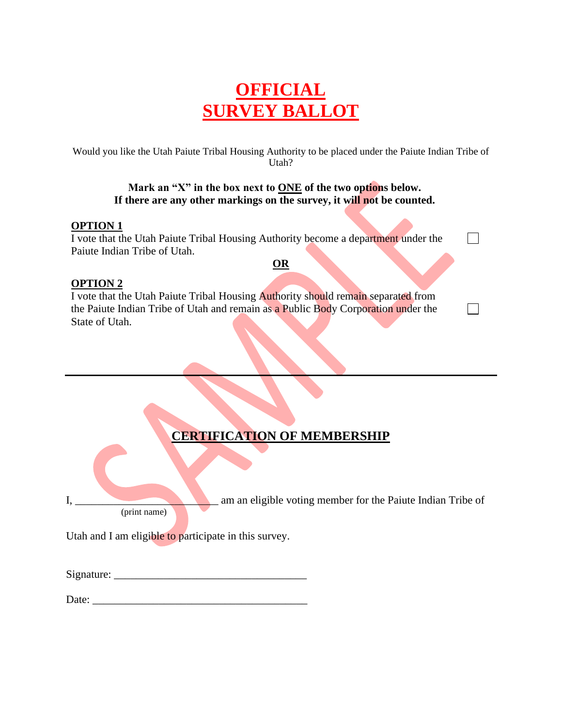# OFFICIAL SURVEY BALLOT

Would you like the Utah Paiute Tribal Housing Authority to be placed under the Paiute Indian Tribe of Utah?

**Mark an "X" in the box next to ONE of the two options below.**
**If there are any other markings on the survey, it will not be counted.**

**OPTION 1**
I vote that the Utah Paiute Tribal Housing Authority become a department under the Paiute Indian Tribe of Utah. ☐

**OR**

**OPTION 2**
I vote that the Utah Paiute Tribal Housing Authority should remain separated from the Paiute Indian Tribe of Utah and remain as a Public Body Corporation under the State of Utah. ☐

SAMPLE

---

## CERTIFICATION OF MEMBERSHIP

I, _________________________ am an eligible voting member for the Paiute Indian Tribe of
(print name)

Utah and I am eligible to participate in this survey.

Signature: ___________________________________

Date: _______________________________________